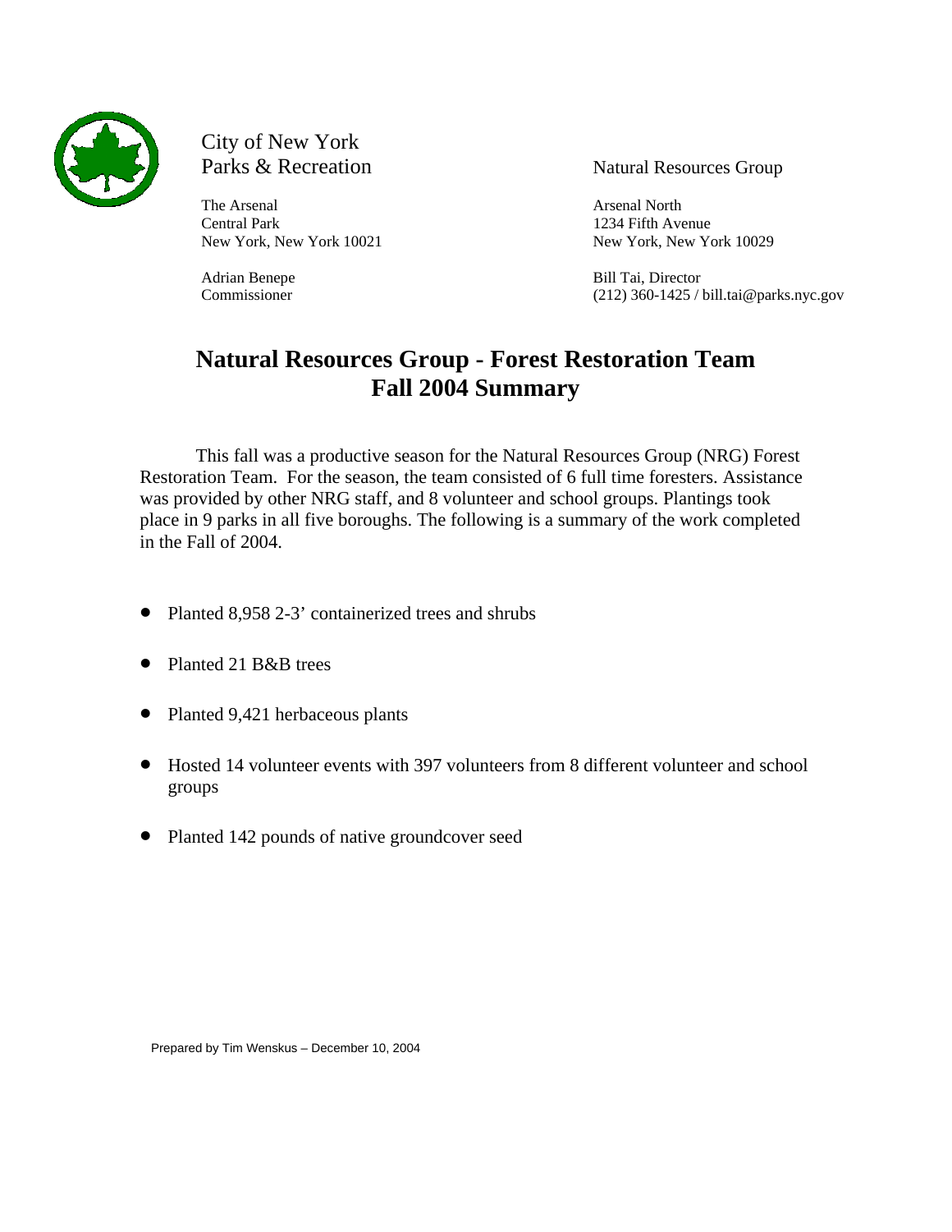City of New York
Parks & Recreation

The Arsenal
Central Park
New York, New York 10021

Adrian Benepe
Commissioner

Natural Resources Group

Arsenal North
1234 Fifth Avenue
New York, New York 10029

Bill Tai, Director
(212) 360-1425 / bill.tai@parks.nyc.gov

# Natural Resources Group - Forest Restoration Team
# Fall 2004 Summary

This fall was a productive season for the Natural Resources Group (NRG) Forest Restoration Team. For the season, the team consisted of 6 full time foresters. Assistance was provided by other NRG staff, and 8 volunteer and school groups. Plantings took place in 9 parks in all five boroughs. The following is a summary of the work completed in the Fall of 2004.

- Planted 8,958 2-3' containerized trees and shrubs
- Planted 21 B&B trees
- Planted 9,421 herbaceous plants
- Hosted 14 volunteer events with 397 volunteers from 8 different volunteer and school groups
- Planted 142 pounds of native groundcover seed

Prepared by Tim Wenskus – December 10, 2004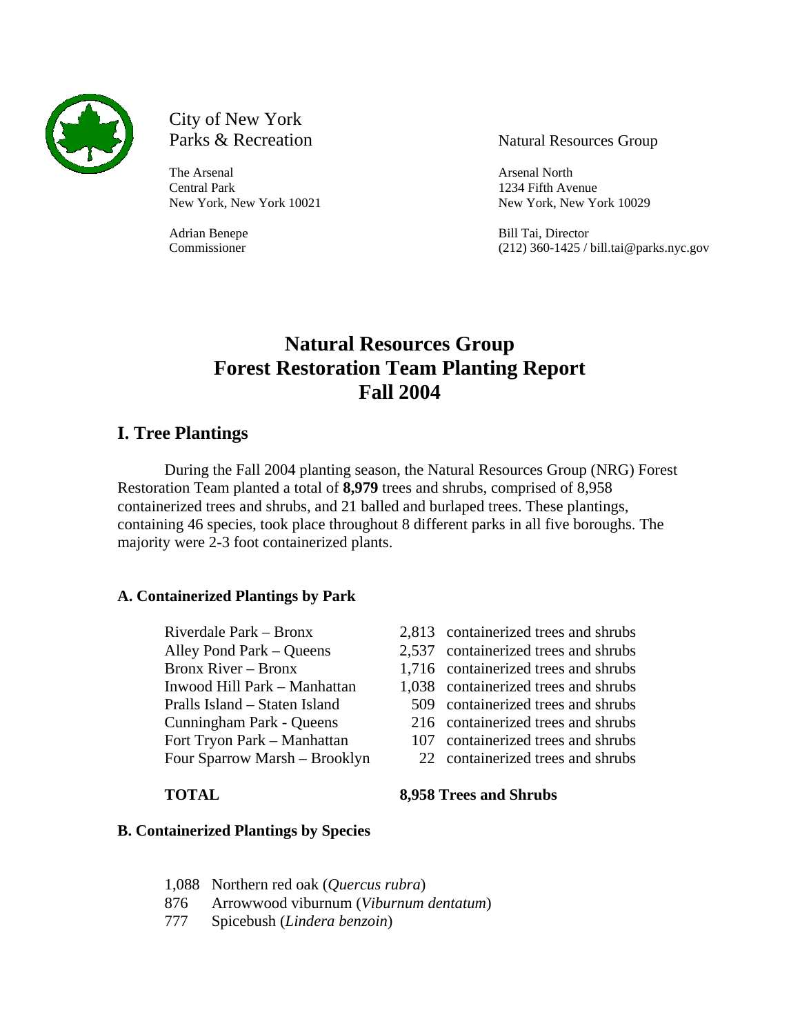City of New York
Parks & Recreation

The Arsenal
Central Park
New York, New York 10021

Adrian Benepe
Commissioner

Natural Resources Group

Arsenal North
1234 Fifth Avenue
New York, New York 10029

Bill Tai, Director
(212) 360-1425 / bill.tai@parks.nyc.gov

# Natural Resources Group Forest Restoration Team Planting Report Fall 2004

## I. Tree Plantings

During the Fall 2004 planting season, the Natural Resources Group (NRG) Forest Restoration Team planted a total of **8,979** trees and shrubs, comprised of 8,958 containerized trees and shrubs, and 21 balled and burlaped trees. These plantings, containing 46 species, took place throughout 8 different parks in all five boroughs. The majority were 2-3 foot containerized plants.

### A. Containerized Plantings by Park

| Park | Count |
|---|---|
| Riverdale Park – Bronx | 2,813 containerized trees and shrubs |
| Alley Pond Park – Queens | 2,537 containerized trees and shrubs |
| Bronx River – Bronx | 1,716 containerized trees and shrubs |
| Inwood Hill Park – Manhattan | 1,038 containerized trees and shrubs |
| Pralls Island – Staten Island | 509 containerized trees and shrubs |
| Cunningham Park - Queens | 216 containerized trees and shrubs |
| Fort Tryon Park – Manhattan | 107 containerized trees and shrubs |
| Four Sparrow Marsh – Brooklyn | 22 containerized trees and shrubs |
| **TOTAL** | **8,958 Trees and Shrubs** |

### B. Containerized Plantings by Species

- 1,088 Northern red oak (*Quercus rubra*)
- 876 Arrowwood viburnum (*Viburnum dentatum*)
- 777 Spicebush (*Lindera benzoin*)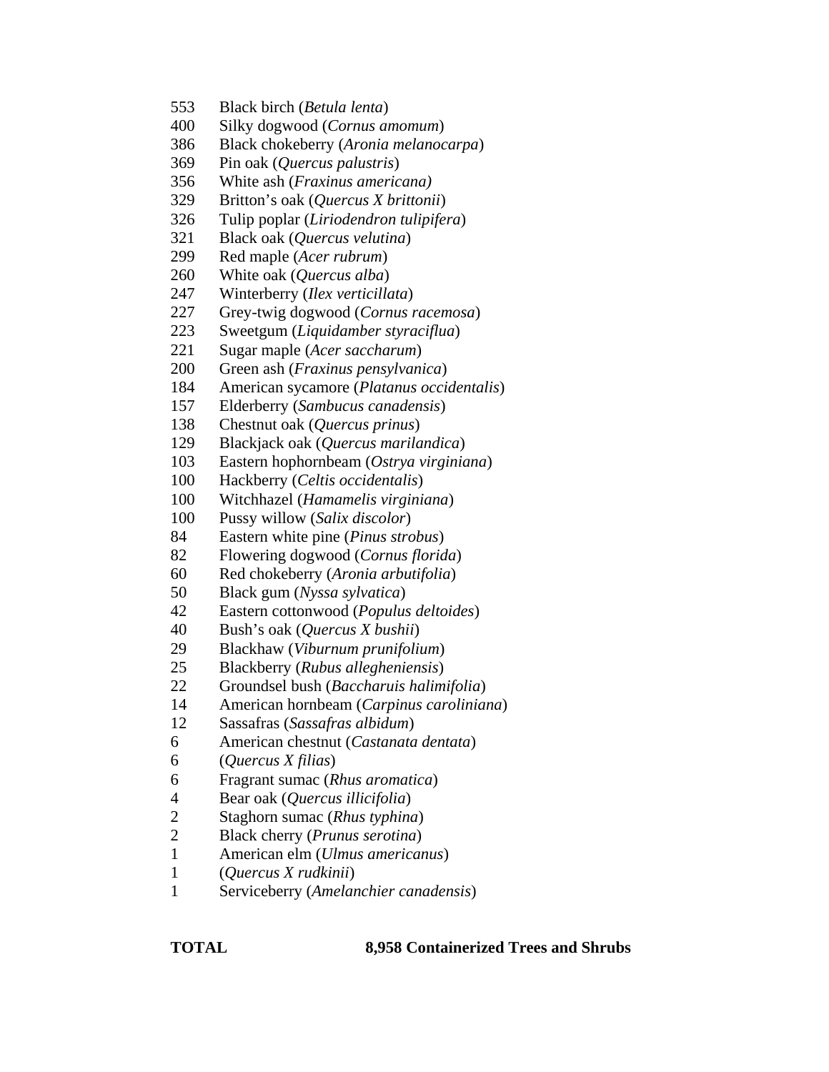| | |
|---|---|
| 553 | Black birch (*Betula lenta*) |
| 400 | Silky dogwood (*Cornus amomum*) |
| 386 | Black chokeberry (*Aronia melanocarpa*) |
| 369 | Pin oak (*Quercus palustris*) |
| 356 | White ash (*Fraxinus americana)* |
| 329 | Britton's oak (*Quercus X brittonii*) |
| 326 | Tulip poplar (*Liriodendron tulipifera*) |
| 321 | Black oak (*Quercus velutina*) |
| 299 | Red maple (*Acer rubrum*) |
| 260 | White oak (*Quercus alba*) |
| 247 | Winterberry (*Ilex verticillata*) |
| 227 | Grey-twig dogwood (*Cornus racemosa*) |
| 223 | Sweetgum (*Liquidamber styraciflua*) |
| 221 | Sugar maple (*Acer saccharum*) |
| 200 | Green ash (*Fraxinus pensylvanica*) |
| 184 | American sycamore (*Platanus occidentalis*) |
| 157 | Elderberry (*Sambucus canadensis*) |
| 138 | Chestnut oak (*Quercus prinus*) |
| 129 | Blackjack oak (*Quercus marilandica*) |
| 103 | Eastern hophornbeam (*Ostrya virginiana*) |
| 100 | Hackberry (*Celtis occidentalis*) |
| 100 | Witchhazel (*Hamamelis virginiana*) |
| 100 | Pussy willow (*Salix discolor*) |
| 84 | Eastern white pine (*Pinus strobus*) |
| 82 | Flowering dogwood (*Cornus florida*) |
| 60 | Red chokeberry (*Aronia arbutifolia*) |
| 50 | Black gum (*Nyssa sylvatica*) |
| 42 | Eastern cottonwood (*Populus deltoides*) |
| 40 | Bush's oak (*Quercus X bushii*) |
| 29 | Blackhaw (*Viburnum prunifolium*) |
| 25 | Blackberry (*Rubus allegheniensis*) |
| 22 | Groundsel bush (*Baccharuis halimifolia*) |
| 14 | American hornbeam (*Carpinus caroliniana*) |
| 12 | Sassafras (*Sassafras albidum*) |
| 6 | American chestnut (*Castanata dentata*) |
| 6 | (*Quercus X filias*) |
| 6 | Fragrant sumac (*Rhus aromatica*) |
| 4 | Bear oak (*Quercus illicifolia*) |
| 2 | Staghorn sumac (*Rhus typhina*) |
| 2 | Black cherry (*Prunus serotina*) |
| 1 | American elm (*Ulmus americanus*) |
| 1 | (*Quercus X rudkinii*) |
| 1 | Serviceberry (*Amelanchier canadensis*) |

**TOTAL** **8,958 Containerized Trees and Shrubs**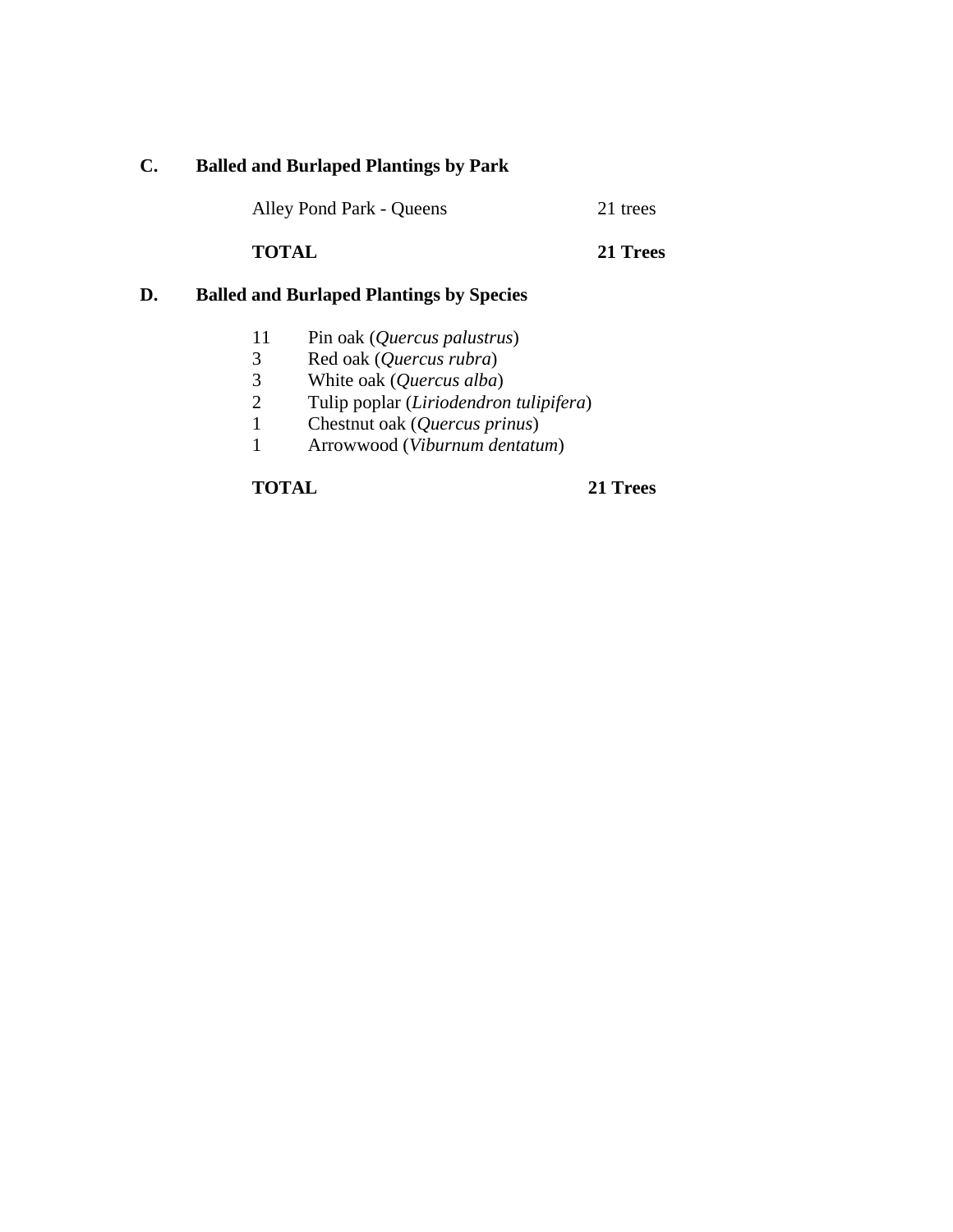## C. Balled and Burlaped Plantings by Park

| | |
|---|---|
| Alley Pond Park - Queens | 21 trees |
| **TOTAL** | **21 Trees** |

## D. Balled and Burlaped Plantings by Species

| | |
|---|---|
| 11 | Pin oak (*Quercus palustrus*) |
| 3 | Red oak (*Quercus rubra*) |
| 3 | White oak (*Quercus alba*) |
| 2 | Tulip poplar (*Liriodendron tulipifera*) |
| 1 | Chestnut oak (*Quercus prinus*) |
| 1 | Arrowwood (*Viburnum dentatum*) |

**TOTAL** **21 Trees**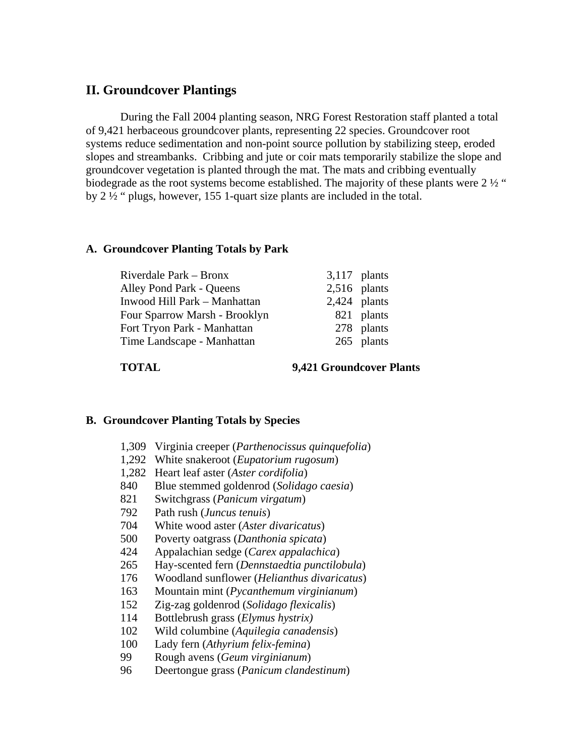## II. Groundcover Plantings

During the Fall 2004 planting season, NRG Forest Restoration staff planted a total of 9,421 herbaceous groundcover plants, representing 22 species. Groundcover root systems reduce sedimentation and non-point source pollution by stabilizing steep, eroded slopes and streambanks. Cribbing and jute or coir mats temporarily stabilize the slope and groundcover vegetation is planted through the mat. The mats and cribbing eventually biodegrade as the root systems become established. The majority of these plants were 2 ½ " by 2 ½ " plugs, however, 155 1-quart size plants are included in the total.

### A. Groundcover Planting Totals by Park

| Park | Plants |
|---|---|
| Riverdale Park – Bronx | 3,117 plants |
| Alley Pond Park - Queens | 2,516 plants |
| Inwood Hill Park – Manhattan | 2,424 plants |
| Four Sparrow Marsh - Brooklyn | 821 plants |
| Fort Tryon Park - Manhattan | 278 plants |
| Time Landscape - Manhattan | 265 plants |
| **TOTAL** | **9,421 Groundcover Plants** |

### B. Groundcover Planting Totals by Species

- 1,309 Virginia creeper (*Parthenocissus quinquefolia*)
- 1,292 White snakeroot (*Eupatorium rugosum*)
- 1,282 Heart leaf aster (*Aster cordifolia*)
- 840 Blue stemmed goldenrod (*Solidago caesia*)
- 821 Switchgrass (*Panicum virgatum*)
- 792 Path rush (*Juncus tenuis*)
- 704 White wood aster (*Aster divaricatus*)
- 500 Poverty oatgrass (*Danthonia spicata*)
- 424 Appalachian sedge (*Carex appalachica*)
- 265 Hay-scented fern (*Dennstaedtia punctilobula*)
- 176 Woodland sunflower (*Helianthus divaricatus*)
- 163 Mountain mint (*Pycanthemum virginianum*)
- 152 Zig-zag goldenrod (*Solidago flexicalis*)
- 114 Bottlebrush grass (*Elymus hystrix)*
- 102 Wild columbine (*Aquilegia canadensis*)
- 100 Lady fern (*Athyrium felix-femina*)
- 99 Rough avens (*Geum virginianum*)
- 96 Deertongue grass (*Panicum clandestinum*)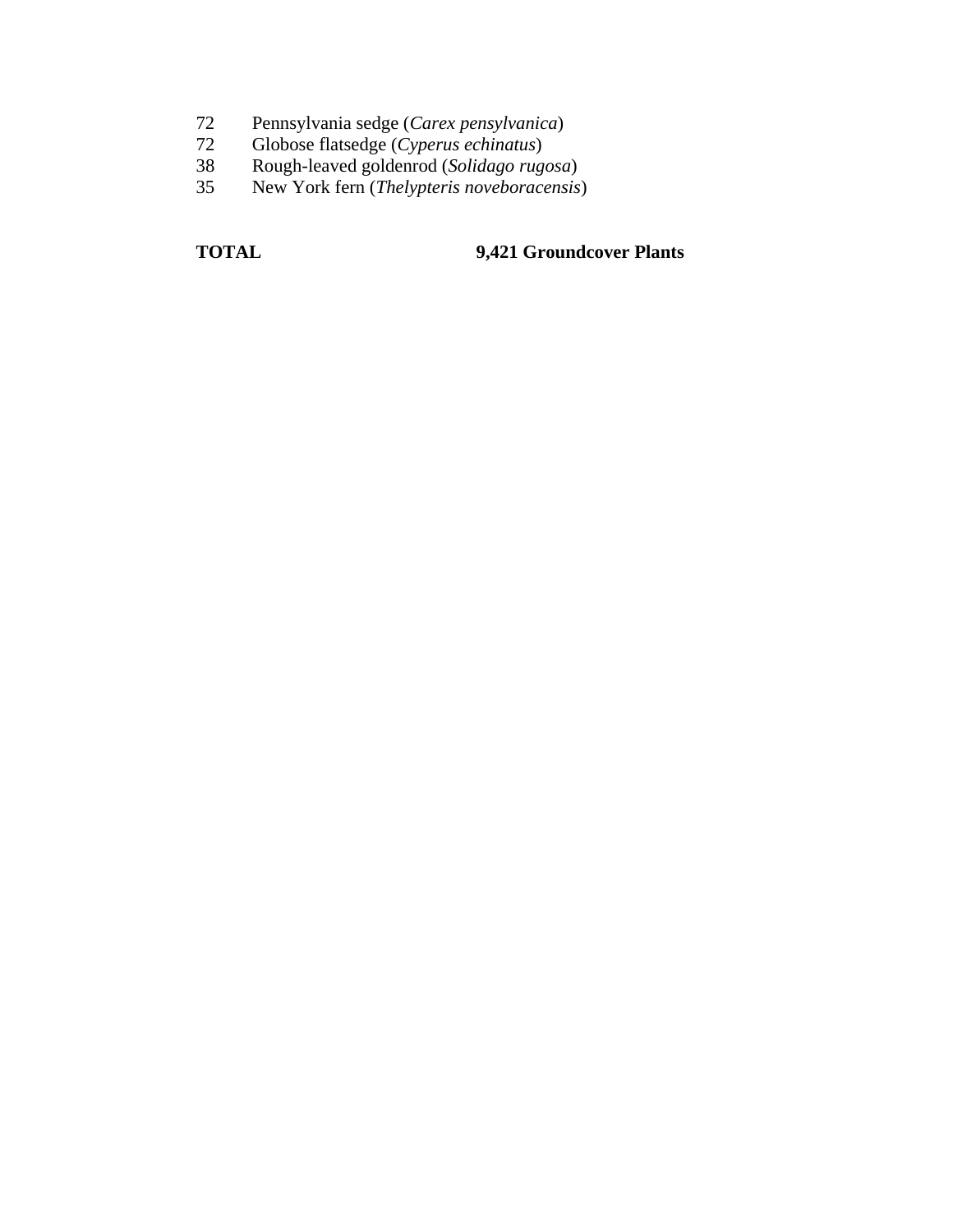72 Pennsylvania sedge (*Carex pensylvanica*)
72 Globose flatsedge (*Cyperus echinatus*)
38 Rough-leaved goldenrod (*Solidago rugosa*)
35 New York fern (*Thelypteris noveboracensis*)

**TOTAL 9,421 Groundcover Plants**